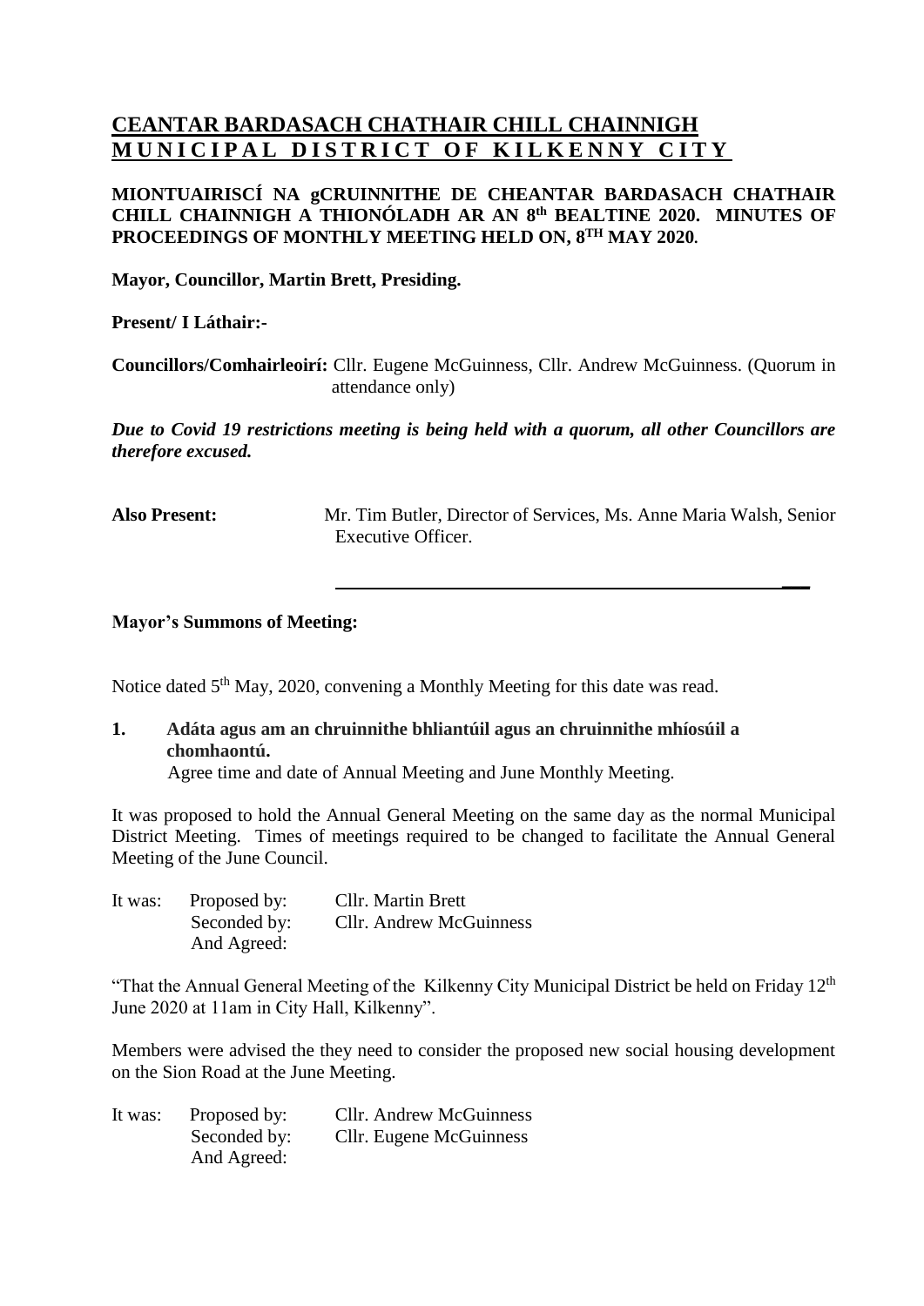# CEANTAR BARDASACH CHATHAIR CHILL CHAINNIGH
# MUNICIPAL DISTRICT OF KILKENNY CITY

**MIONTUAIRISCÍ NA gCRUINNITHE DE CHEANTAR BARDASACH CHATHAIR CHILL CHAINNIGH A THIONÓLADH AR AN 8th BEALTINE 2020. MINUTES OF PROCEEDINGS OF MONTHLY MEETING HELD ON, 8TH MAY 2020.**

**Mayor, Councillor, Martin Brett, Presiding.**

**Present/ I Láthair:-**

**Councillors/Comhairleoirí:** Cllr. Eugene McGuinness, Cllr. Andrew McGuinness. (Quorum in attendance only)

***Due to Covid 19 restrictions meeting is being held with a quorum, all other Councillors are therefore excused.***

**Also Present:** Mr. Tim Butler, Director of Services, Ms. Anne Maria Walsh, Senior Executive Officer.

---

**Mayor's Summons of Meeting:**

Notice dated 5th May, 2020, convening a Monthly Meeting for this date was read.

**1. Adáta agus am an chruinnithe bhliantúil agus an chruinnithe mhíosúil a chomhaontú.**
Agree time and date of Annual Meeting and June Monthly Meeting.

It was proposed to hold the Annual General Meeting on the same day as the normal Municipal District Meeting. Times of meetings required to be changed to facilitate the Annual General Meeting of the June Council.

It was: Proposed by: Cllr. Martin Brett
Seconded by: Cllr. Andrew McGuinness
And Agreed:

"That the Annual General Meeting of the Kilkenny City Municipal District be held on Friday 12th June 2020 at 11am in City Hall, Kilkenny".

Members were advised the they need to consider the proposed new social housing development on the Sion Road at the June Meeting.

It was: Proposed by: Cllr. Andrew McGuinness
Seconded by: Cllr. Eugene McGuinness
And Agreed: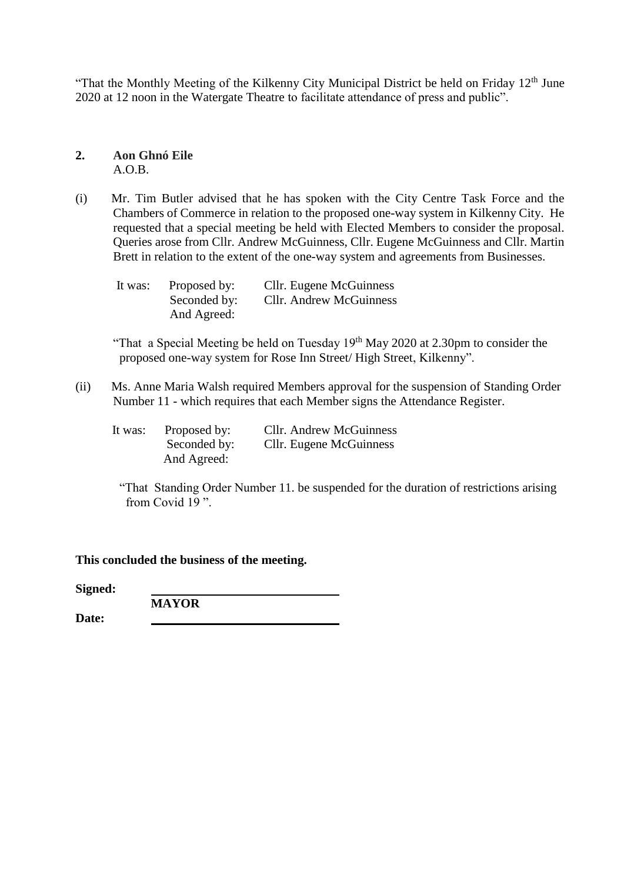"That the Monthly Meeting of the Kilkenny City Municipal District be held on Friday 12th June 2020 at 12 noon in the Watergate Theatre to facilitate attendance of press and public".

**2. Aon Ghnó Eile**
A.O.B.

(i) Mr. Tim Butler advised that he has spoken with the City Centre Task Force and the Chambers of Commerce in relation to the proposed one-way system in Kilkenny City. He requested that a special meeting be held with Elected Members to consider the proposal. Queries arose from Cllr. Andrew McGuinness, Cllr. Eugene McGuinness and Cllr. Martin Brett in relation to the extent of the one-way system and agreements from Businesses.

| | | |
|---|---|---|
| It was: | Proposed by: | Cllr. Eugene McGuinness |
| | Seconded by: | Cllr. Andrew McGuinness |
| | And Agreed: | |

"That a Special Meeting be held on Tuesday 19th May 2020 at 2.30pm to consider the proposed one-way system for Rose Inn Street/ High Street, Kilkenny".

(ii) Ms. Anne Maria Walsh required Members approval for the suspension of Standing Order Number 11 - which requires that each Member signs the Attendance Register.

| | | |
|---|---|---|
| It was: | Proposed by: | Cllr. Andrew McGuinness |
| | Seconded by: | Cllr. Eugene McGuinness |
| | And Agreed: | |

"That Standing Order Number 11. be suspended for the duration of restrictions arising from Covid 19 ".

**This concluded the business of the meeting.**

**Signed:** ______________________________
**MAYOR**

**Date:** ______________________________